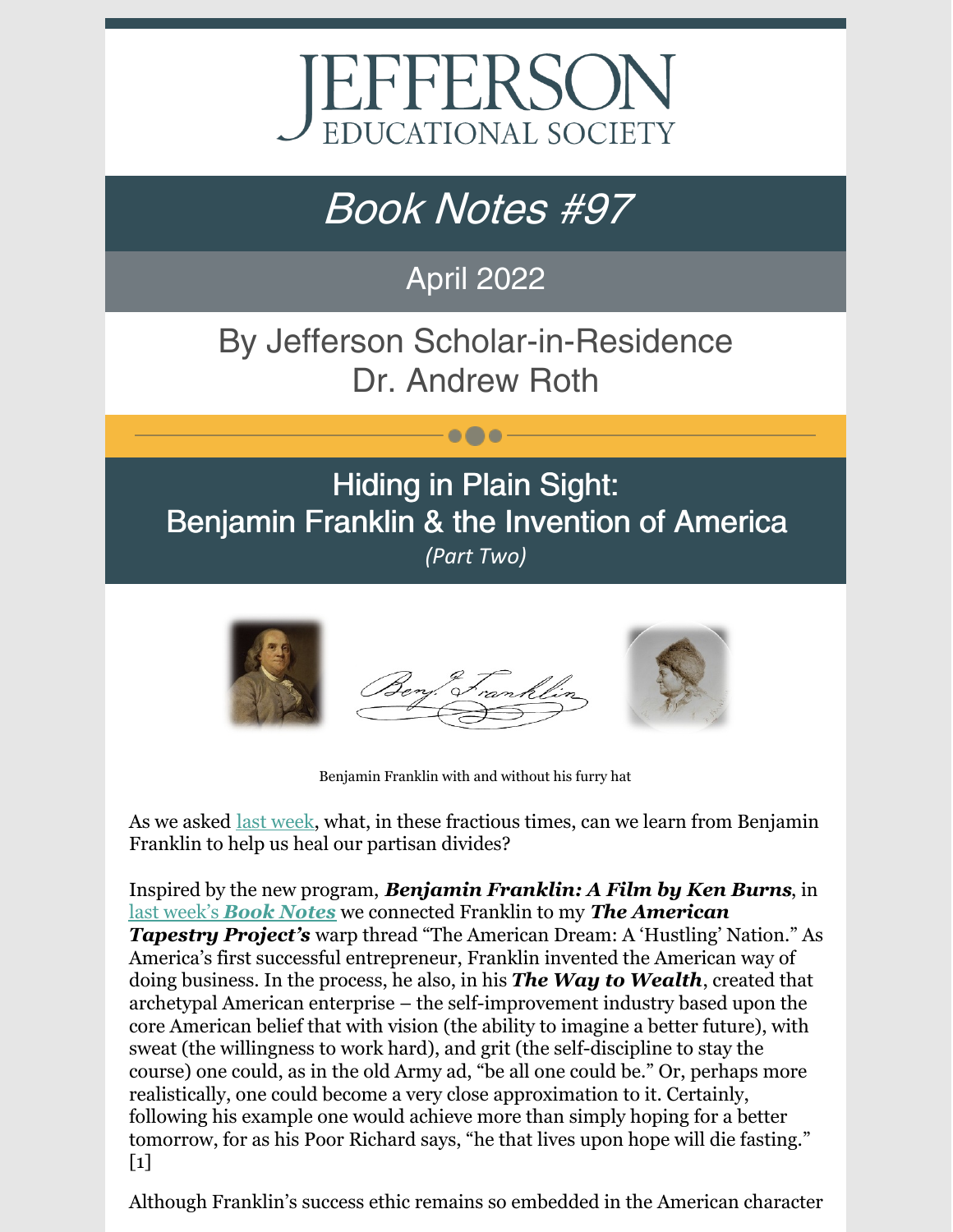# JEFFERSON EDUCATIONAL SOCIETY

## *Book Notes #97*

### April 2022

### By Jefferson Scholar-in-Residence Dr. Andrew Roth

## Hiding in Plain Sight: Benjamin Franklin & the Invention of America

*(Part Two)*

Benjamin Franklin with and without his furry hat

As we asked last week, what, in these fractious times, can we learn from Benjamin Franklin to help us heal our partisan divides?

Inspired by the new program, ***Benjamin Franklin: A Film by Ken Burns***, in last week's ***Book Notes*** we connected Franklin to my ***The American Tapestry Project's*** warp thread "The American Dream: A 'Hustling' Nation." As America's first successful entrepreneur, Franklin invented the American way of doing business. In the process, he also, in his ***The Way to Wealth***, created that archetypal American enterprise – the self-improvement industry based upon the core American belief that with vision (the ability to imagine a better future), with sweat (the willingness to work hard), and grit (the self-discipline to stay the course) one could, as in the old Army ad, "be all one could be." Or, perhaps more realistically, one could become a very close approximation to it. Certainly, following his example one would achieve more than simply hoping for a better tomorrow, for as his Poor Richard says, "he that lives upon hope will die fasting." [1]

Although Franklin's success ethic remains so embedded in the American character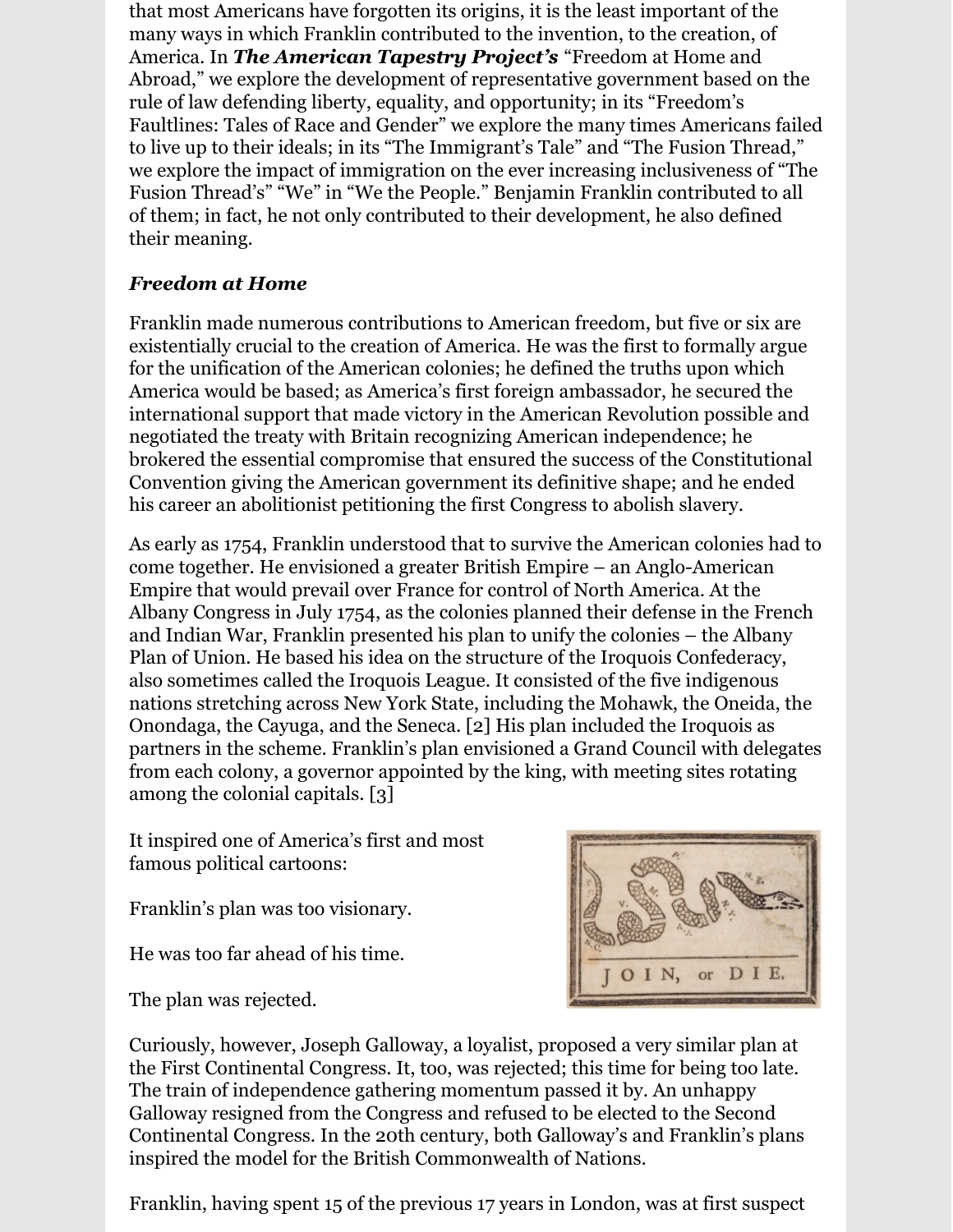that most Americans have forgotten its origins, it is the least important of the many ways in which Franklin contributed to the invention, to the creation, of America. In ***The American Tapestry Project's*** "Freedom at Home and Abroad," we explore the development of representative government based on the rule of law defending liberty, equality, and opportunity; in its "Freedom's Faultlines: Tales of Race and Gender" we explore the many times Americans failed to live up to their ideals; in its "The Immigrant's Tale" and "The Fusion Thread," we explore the impact of immigration on the ever increasing inclusiveness of "The Fusion Thread's" "We" in "We the People." Benjamin Franklin contributed to all of them; in fact, he not only contributed to their development, he also defined their meaning.

### *Freedom at Home*

Franklin made numerous contributions to American freedom, but five or six are existentially crucial to the creation of America. He was the first to formally argue for the unification of the American colonies; he defined the truths upon which America would be based; as America's first foreign ambassador, he secured the international support that made victory in the American Revolution possible and negotiated the treaty with Britain recognizing American independence; he brokered the essential compromise that ensured the success of the Constitutional Convention giving the American government its definitive shape; and he ended his career an abolitionist petitioning the first Congress to abolish slavery.

As early as 1754, Franklin understood that to survive the American colonies had to come together. He envisioned a greater British Empire – an Anglo-American Empire that would prevail over France for control of North America. At the Albany Congress in July 1754, as the colonies planned their defense in the French and Indian War, Franklin presented his plan to unify the colonies – the Albany Plan of Union. He based his idea on the structure of the Iroquois Confederacy, also sometimes called the Iroquois League. It consisted of the five indigenous nations stretching across New York State, including the Mohawk, the Oneida, the Onondaga, the Cayuga, and the Seneca. [2] His plan included the Iroquois as partners in the scheme. Franklin's plan envisioned a Grand Council with delegates from each colony, a governor appointed by the king, with meeting sites rotating among the colonial capitals. [3]

It inspired one of America's first and most famous political cartoons:

JOIN, or DIE.

Franklin's plan was too visionary.

He was too far ahead of his time.

The plan was rejected.

Curiously, however, Joseph Galloway, a loyalist, proposed a very similar plan at the First Continental Congress. It, too, was rejected; this time for being too late. The train of independence gathering momentum passed it by. An unhappy Galloway resigned from the Congress and refused to be elected to the Second Continental Congress. In the 20th century, both Galloway's and Franklin's plans inspired the model for the British Commonwealth of Nations.

Franklin, having spent 15 of the previous 17 years in London, was at first suspect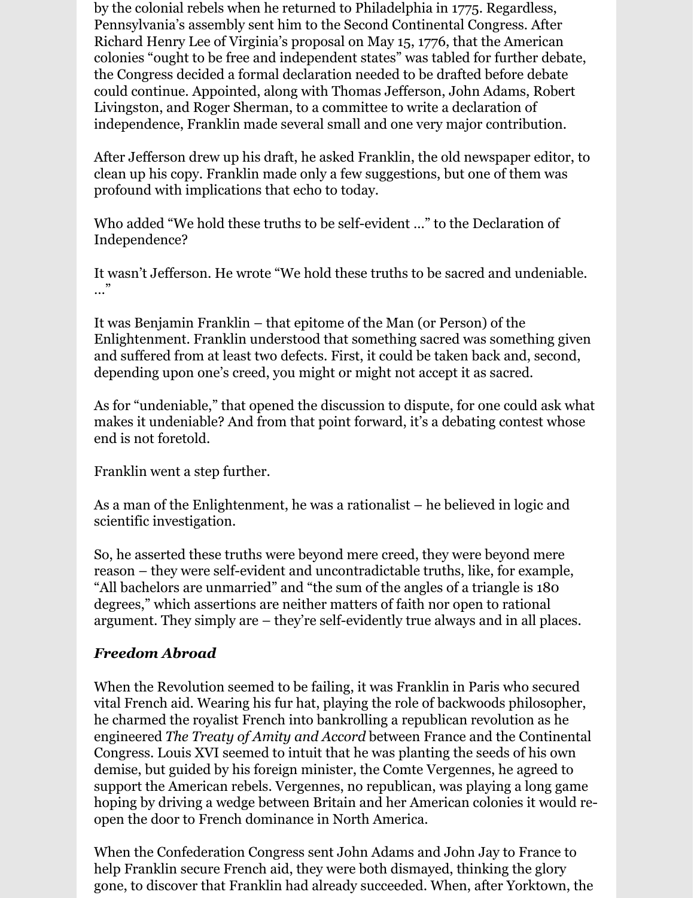by the colonial rebels when he returned to Philadelphia in 1775. Regardless, Pennsylvania's assembly sent him to the Second Continental Congress. After Richard Henry Lee of Virginia's proposal on May 15, 1776, that the American colonies "ought to be free and independent states" was tabled for further debate, the Congress decided a formal declaration needed to be drafted before debate could continue. Appointed, along with Thomas Jefferson, John Adams, Robert Livingston, and Roger Sherman, to a committee to write a declaration of independence, Franklin made several small and one very major contribution.

After Jefferson drew up his draft, he asked Franklin, the old newspaper editor, to clean up his copy. Franklin made only a few suggestions, but one of them was profound with implications that echo to today.

Who added "We hold these truths to be self-evident …" to the Declaration of Independence?

It wasn't Jefferson. He wrote "We hold these truths to be sacred and undeniable. …"

It was Benjamin Franklin – that epitome of the Man (or Person) of the Enlightenment. Franklin understood that something sacred was something given and suffered from at least two defects. First, it could be taken back and, second, depending upon one's creed, you might or might not accept it as sacred.

As for "undeniable," that opened the discussion to dispute, for one could ask what makes it undeniable? And from that point forward, it's a debating contest whose end is not foretold.

Franklin went a step further.

As a man of the Enlightenment, he was a rationalist – he believed in logic and scientific investigation.

So, he asserted these truths were beyond mere creed, they were beyond mere reason – they were self-evident and uncontradictable truths, like, for example, "All bachelors are unmarried" and "the sum of the angles of a triangle is 180 degrees," which assertions are neither matters of faith nor open to rational argument. They simply are – they're self-evidently true always and in all places.

### ***Freedom Abroad***

When the Revolution seemed to be failing, it was Franklin in Paris who secured vital French aid. Wearing his fur hat, playing the role of backwoods philosopher, he charmed the royalist French into bankrolling a republican revolution as he engineered *The Treaty of Amity and Accord* between France and the Continental Congress. Louis XVI seemed to intuit that he was planting the seeds of his own demise, but guided by his foreign minister, the Comte Vergennes, he agreed to support the American rebels. Vergennes, no republican, was playing a long game hoping by driving a wedge between Britain and her American colonies it would re-open the door to French dominance in North America.

When the Confederation Congress sent John Adams and John Jay to France to help Franklin secure French aid, they were both dismayed, thinking the glory gone, to discover that Franklin had already succeeded. When, after Yorktown, the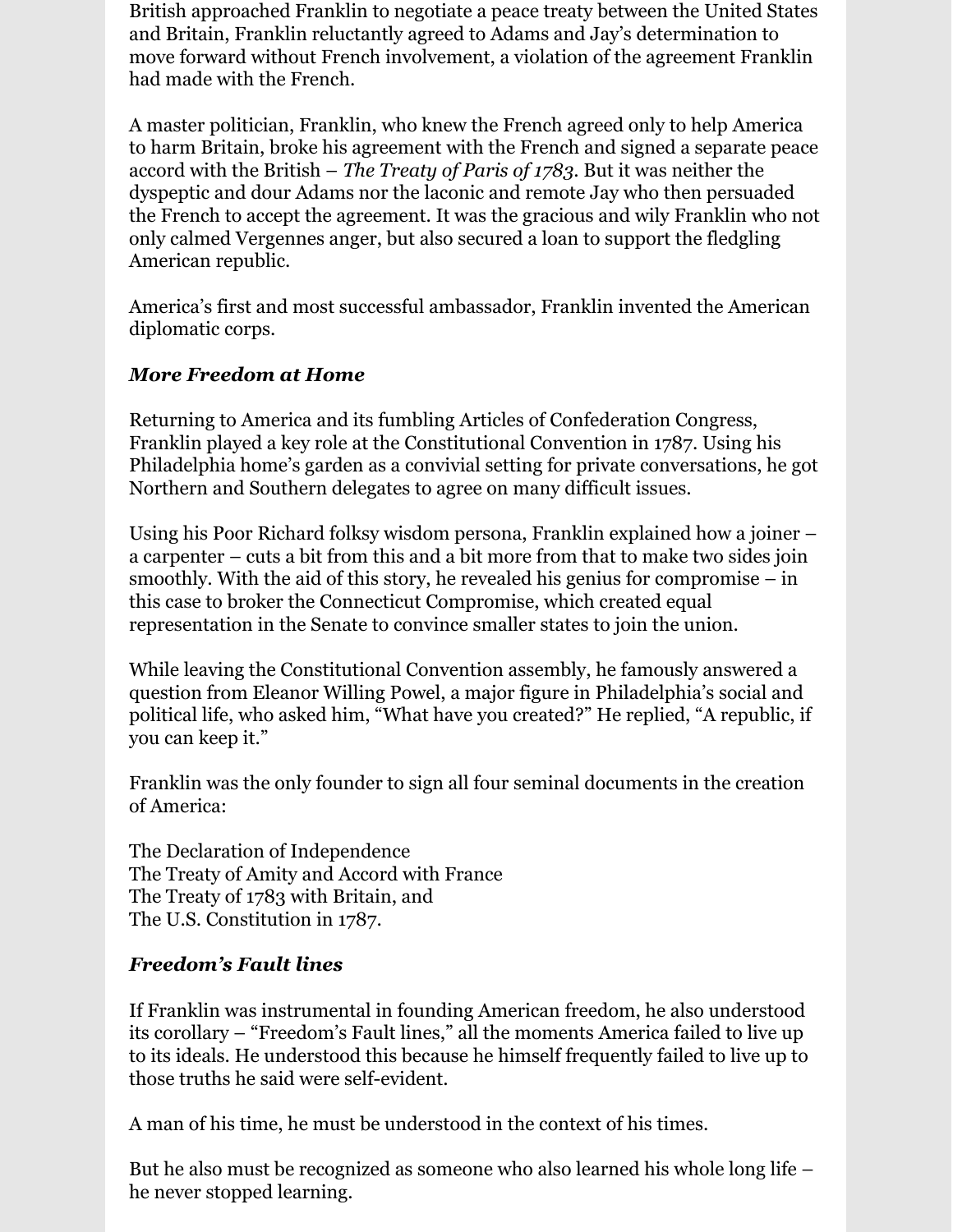British approached Franklin to negotiate a peace treaty between the United States and Britain, Franklin reluctantly agreed to Adams and Jay's determination to move forward without French involvement, a violation of the agreement Franklin had made with the French.

A master politician, Franklin, who knew the French agreed only to help America to harm Britain, broke his agreement with the French and signed a separate peace accord with the British – *The Treaty of Paris of 1783*. But it was neither the dyspeptic and dour Adams nor the laconic and remote Jay who then persuaded the French to accept the agreement. It was the gracious and wily Franklin who not only calmed Vergennes anger, but also secured a loan to support the fledgling American republic.

America's first and most successful ambassador, Franklin invented the American diplomatic corps.

### ***More Freedom at Home***

Returning to America and its fumbling Articles of Confederation Congress, Franklin played a key role at the Constitutional Convention in 1787. Using his Philadelphia home's garden as a convivial setting for private conversations, he got Northern and Southern delegates to agree on many difficult issues.

Using his Poor Richard folksy wisdom persona, Franklin explained how a joiner – a carpenter – cuts a bit from this and a bit more from that to make two sides join smoothly. With the aid of this story, he revealed his genius for compromise – in this case to broker the Connecticut Compromise, which created equal representation in the Senate to convince smaller states to join the union.

While leaving the Constitutional Convention assembly, he famously answered a question from Eleanor Willing Powel, a major figure in Philadelphia's social and political life, who asked him, "What have you created?" He replied, "A republic, if you can keep it."

Franklin was the only founder to sign all four seminal documents in the creation of America:

The Declaration of Independence
The Treaty of Amity and Accord with France
The Treaty of 1783 with Britain, and
The U.S. Constitution in 1787.

### ***Freedom's Fault lines***

If Franklin was instrumental in founding American freedom, he also understood its corollary – "Freedom's Fault lines," all the moments America failed to live up to its ideals. He understood this because he himself frequently failed to live up to those truths he said were self-evident.

A man of his time, he must be understood in the context of his times.

But he also must be recognized as someone who also learned his whole long life – he never stopped learning.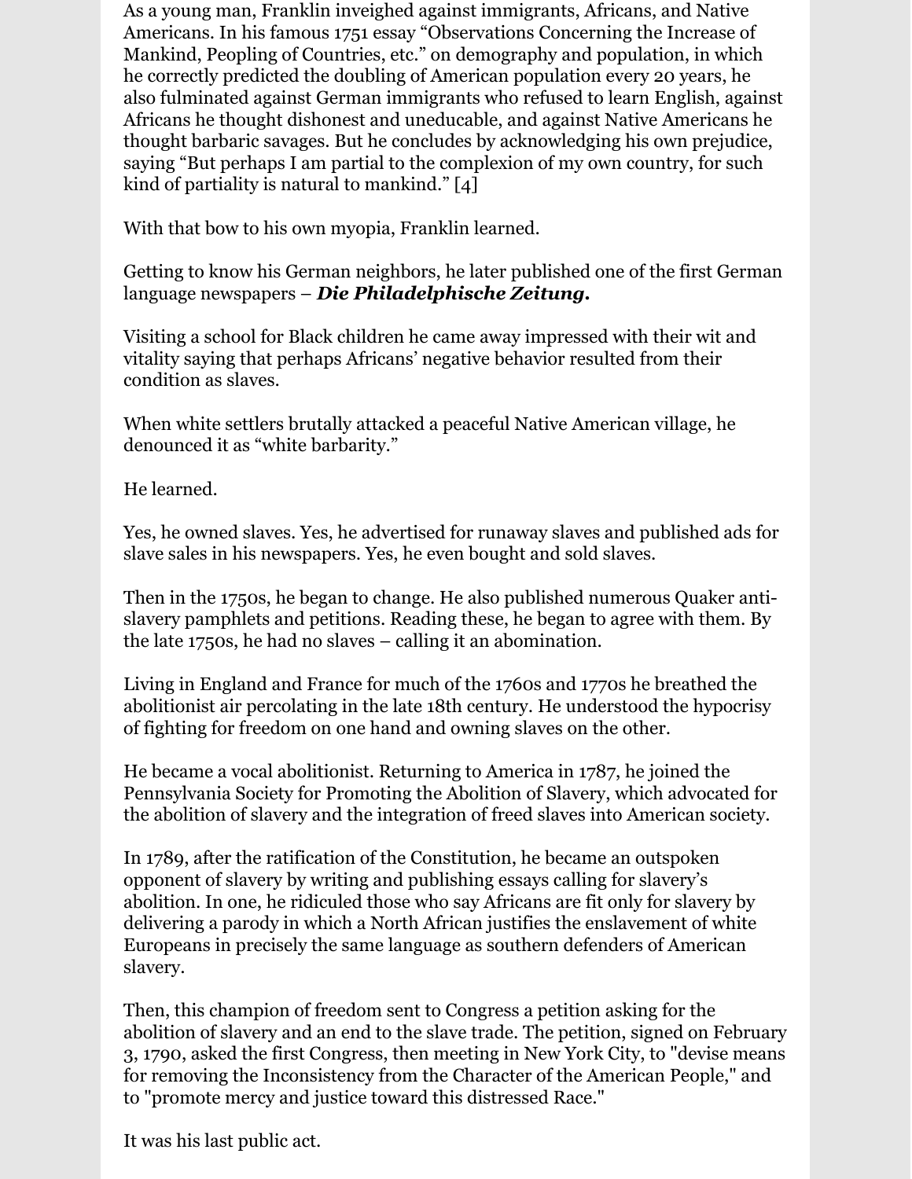As a young man, Franklin inveighed against immigrants, Africans, and Native Americans. In his famous 1751 essay "Observations Concerning the Increase of Mankind, Peopling of Countries, etc." on demography and population, in which he correctly predicted the doubling of American population every 20 years, he also fulminated against German immigrants who refused to learn English, against Africans he thought dishonest and uneducable, and against Native Americans he thought barbaric savages. But he concludes by acknowledging his own prejudice, saying "But perhaps I am partial to the complexion of my own country, for such kind of partiality is natural to mankind." [4]

With that bow to his own myopia, Franklin learned.

Getting to know his German neighbors, he later published one of the first German language newspapers – ***Die Philadelphische Zeitung.***

Visiting a school for Black children he came away impressed with their wit and vitality saying that perhaps Africans' negative behavior resulted from their condition as slaves.

When white settlers brutally attacked a peaceful Native American village, he denounced it as "white barbarity."

He learned.

Yes, he owned slaves. Yes, he advertised for runaway slaves and published ads for slave sales in his newspapers. Yes, he even bought and sold slaves.

Then in the 1750s, he began to change. He also published numerous Quaker anti-slavery pamphlets and petitions. Reading these, he began to agree with them. By the late 1750s, he had no slaves – calling it an abomination.

Living in England and France for much of the 1760s and 1770s he breathed the abolitionist air percolating in the late 18th century. He understood the hypocrisy of fighting for freedom on one hand and owning slaves on the other.

He became a vocal abolitionist. Returning to America in 1787, he joined the Pennsylvania Society for Promoting the Abolition of Slavery, which advocated for the abolition of slavery and the integration of freed slaves into American society.

In 1789, after the ratification of the Constitution, he became an outspoken opponent of slavery by writing and publishing essays calling for slavery's abolition. In one, he ridiculed those who say Africans are fit only for slavery by delivering a parody in which a North African justifies the enslavement of white Europeans in precisely the same language as southern defenders of American slavery.

Then, this champion of freedom sent to Congress a petition asking for the abolition of slavery and an end to the slave trade. The petition, signed on February 3, 1790, asked the first Congress, then meeting in New York City, to "devise means for removing the Inconsistency from the Character of the American People," and to "promote mercy and justice toward this distressed Race."

It was his last public act.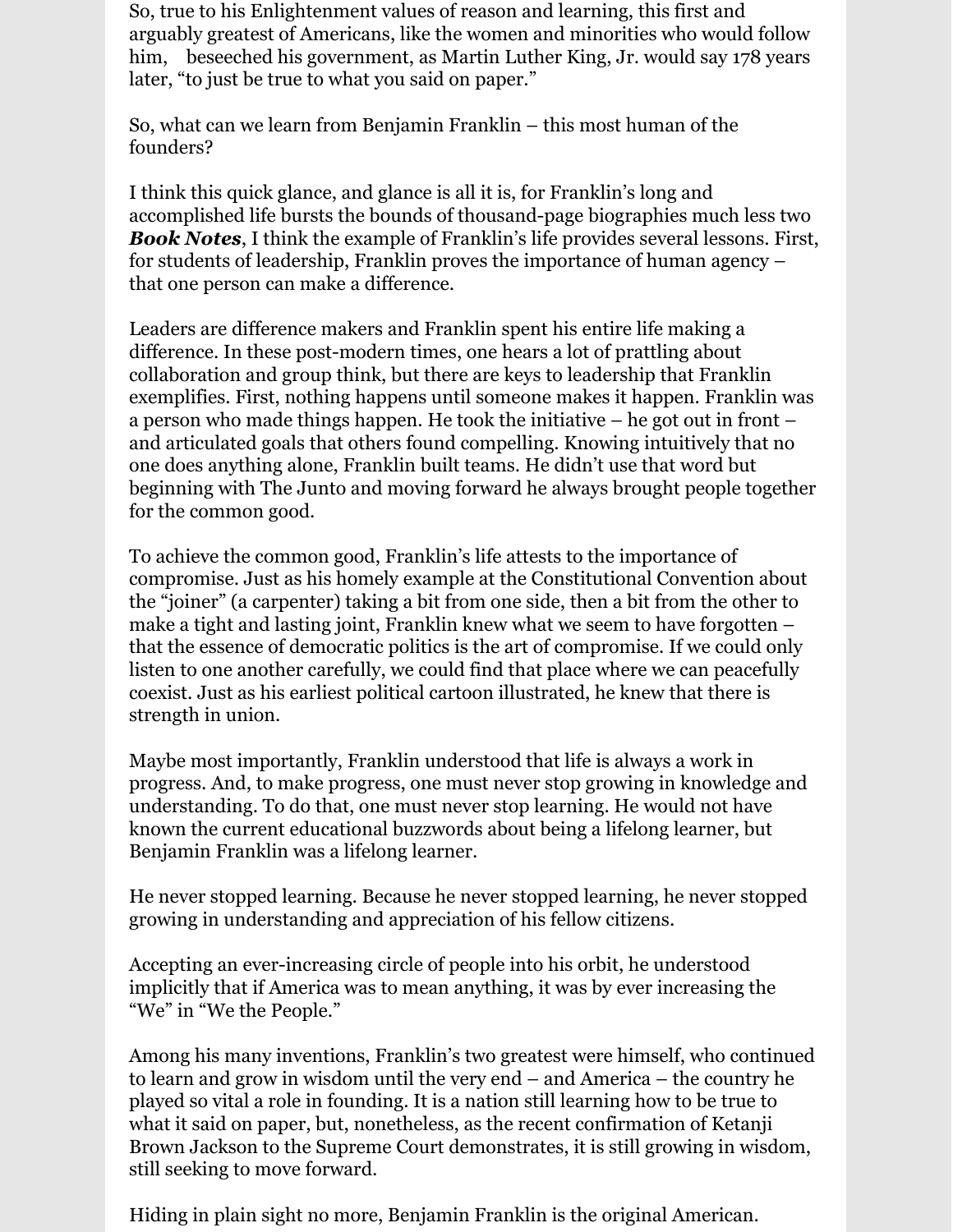So, true to his Enlightenment values of reason and learning, this first and arguably greatest of Americans, like the women and minorities who would follow him,  beseeched his government, as Martin Luther King, Jr. would say 178 years later, "to just be true to what you said on paper."

So, what can we learn from Benjamin Franklin – this most human of the founders?

I think this quick glance, and glance is all it is, for Franklin's long and accomplished life bursts the bounds of thousand-page biographies much less two ***Book Notes***, I think the example of Franklin's life provides several lessons. First, for students of leadership, Franklin proves the importance of human agency – that one person can make a difference.

Leaders are difference makers and Franklin spent his entire life making a difference. In these post-modern times, one hears a lot of prattling about collaboration and group think, but there are keys to leadership that Franklin exemplifies. First, nothing happens until someone makes it happen. Franklin was a person who made things happen. He took the initiative – he got out in front – and articulated goals that others found compelling. Knowing intuitively that no one does anything alone, Franklin built teams. He didn't use that word but beginning with The Junto and moving forward he always brought people together for the common good.

To achieve the common good, Franklin's life attests to the importance of compromise. Just as his homely example at the Constitutional Convention about the "joiner" (a carpenter) taking a bit from one side, then a bit from the other to make a tight and lasting joint, Franklin knew what we seem to have forgotten – that the essence of democratic politics is the art of compromise. If we could only listen to one another carefully, we could find that place where we can peacefully coexist. Just as his earliest political cartoon illustrated, he knew that there is strength in union.

Maybe most importantly, Franklin understood that life is always a work in progress. And, to make progress, one must never stop growing in knowledge and understanding. To do that, one must never stop learning. He would not have known the current educational buzzwords about being a lifelong learner, but Benjamin Franklin was a lifelong learner.

He never stopped learning. Because he never stopped learning, he never stopped growing in understanding and appreciation of his fellow citizens.

Accepting an ever-increasing circle of people into his orbit, he understood implicitly that if America was to mean anything, it was by ever increasing the "We" in "We the People."

Among his many inventions, Franklin's two greatest were himself, who continued to learn and grow in wisdom until the very end – and America – the country he played so vital a role in founding. It is a nation still learning how to be true to what it said on paper, but, nonetheless, as the recent confirmation of Ketanji Brown Jackson to the Supreme Court demonstrates, it is still growing in wisdom, still seeking to move forward.

Hiding in plain sight no more, Benjamin Franklin is the original American.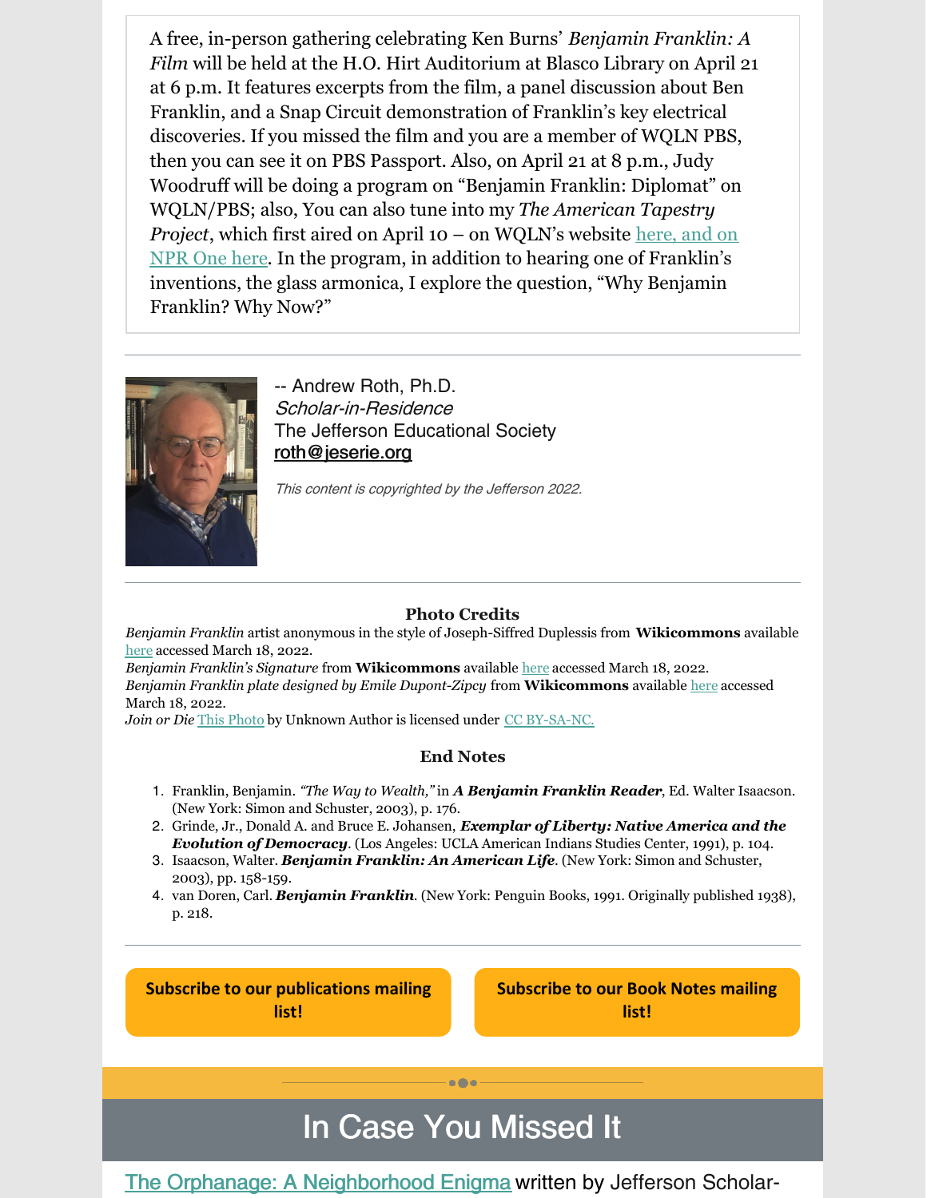A free, in-person gathering celebrating Ken Burns' *Benjamin Franklin: A Film* will be held at the H.O. Hirt Auditorium at Blasco Library on April 21 at 6 p.m. It features excerpts from the film, a panel discussion about Ben Franklin, and a Snap Circuit demonstration of Franklin's key electrical discoveries. If you missed the film and you are a member of WQLN PBS, then you can see it on PBS Passport. Also, on April 21 at 8 p.m., Judy Woodruff will be doing a program on "Benjamin Franklin: Diplomat" on WQLN/PBS; also, You can also tune into my *The American Tapestry Project*, which first aired on April 10 – on WQLN's website here, and on NPR One here. In the program, in addition to hearing one of Franklin's inventions, the glass armonica, I explore the question, "Why Benjamin Franklin? Why Now?"

-- Andrew Roth, Ph.D.
*Scholar-in-Residence*
The Jefferson Educational Society
roth@jeserie.org

*This content is copyrighted by the Jefferson 2022.*

### Photo Credits

*Benjamin Franklin* artist anonymous in the style of Joseph-Siffred Duplessis from **Wikicommons** available here accessed March 18, 2022.
*Benjamin Franklin's Signature* from **Wikicommons** available here accessed March 18, 2022.
*Benjamin Franklin plate designed by Emile Dupont-Zipcy* from **Wikicommons** available here accessed March 18, 2022.
*Join or Die* This Photo by Unknown Author is licensed under CC BY-SA-NC.

### End Notes

1. Franklin, Benjamin. *"The Way to Wealth,"* in ***A Benjamin Franklin Reader***, Ed. Walter Isaacson. (New York: Simon and Schuster, 2003), p. 176.
2. Grinde, Jr., Donald A. and Bruce E. Johansen, ***Exemplar of Liberty: Native America and the Evolution of Democracy***. (Los Angeles: UCLA American Indians Studies Center, 1991), p. 104.
3. Isaacson, Walter. ***Benjamin Franklin: An American Life***. (New York: Simon and Schuster, 2003), pp. 158-159.
4. van Doren, Carl. ***Benjamin Franklin***. (New York: Penguin Books, 1991. Originally published 1938), p. 218.

**Subscribe to our publications mailing list!**

**Subscribe to our Book Notes mailing list!**

## In Case You Missed It

The Orphanage: A Neighborhood Enigma written by Jefferson Scholar-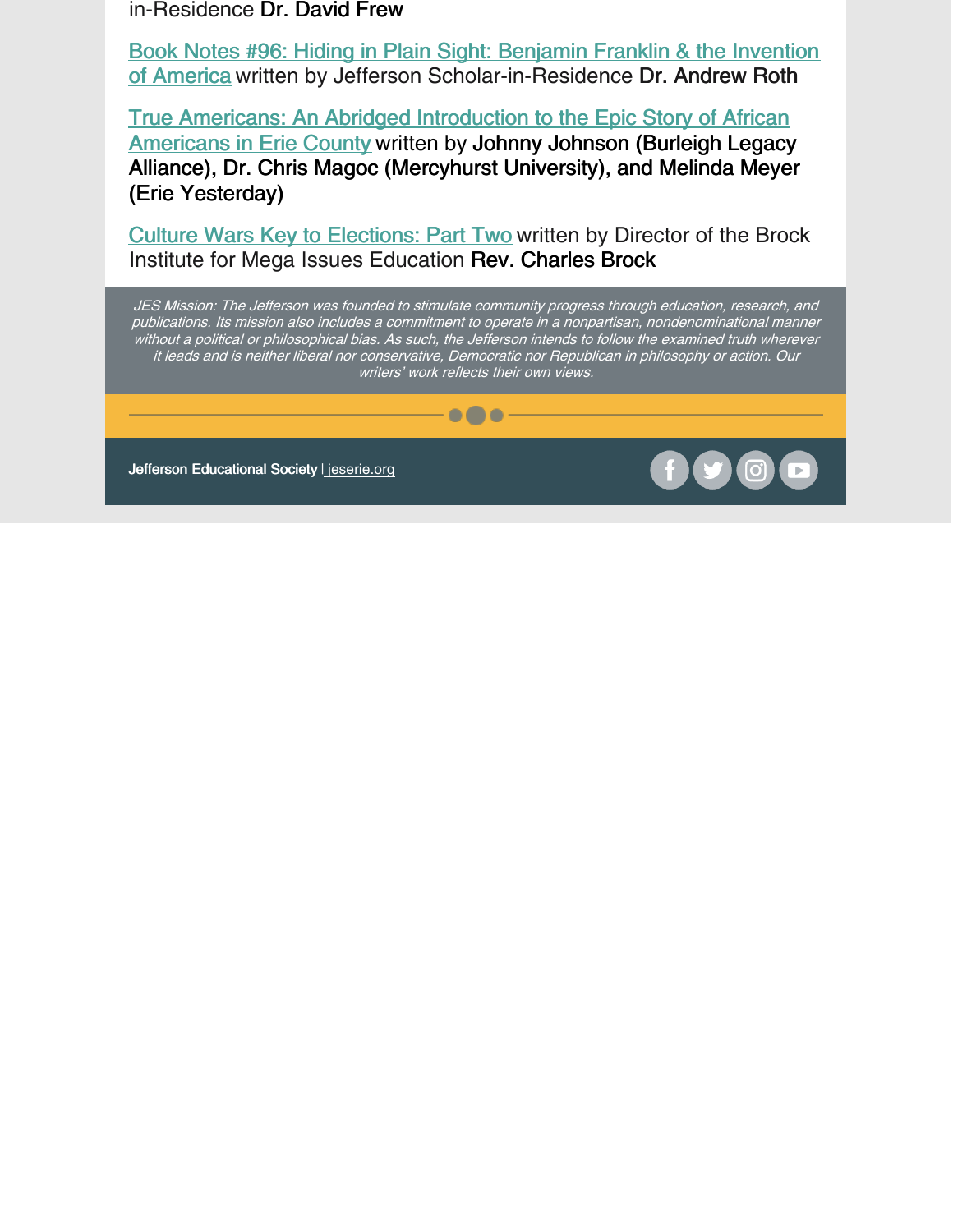in-Residence **Dr. David Frew**

Book Notes #96: Hiding in Plain Sight: Benjamin Franklin & the Invention of America written by Jefferson Scholar-in-Residence **Dr. Andrew Roth**

True Americans: An Abridged Introduction to the Epic Story of African Americans in Erie County written by **Johnny Johnson (Burleigh Legacy Alliance), Dr. Chris Magoc (Mercyhurst University), and Melinda Meyer (Erie Yesterday)**

Culture Wars Key to Elections: Part Two written by Director of the Brock Institute for Mega Issues Education **Rev. Charles Brock**

*JES Mission: The Jefferson was founded to stimulate community progress through education, research, and publications. Its mission also includes a commitment to operate in a nonpartisan, nondenominational manner without a political or philosophical bias. As such, the Jefferson intends to follow the examined truth wherever it leads and is neither liberal nor conservative, Democratic nor Republican in philosophy or action. Our writers' work reflects their own views.*

**Jefferson Educational Society** | jeserie.org